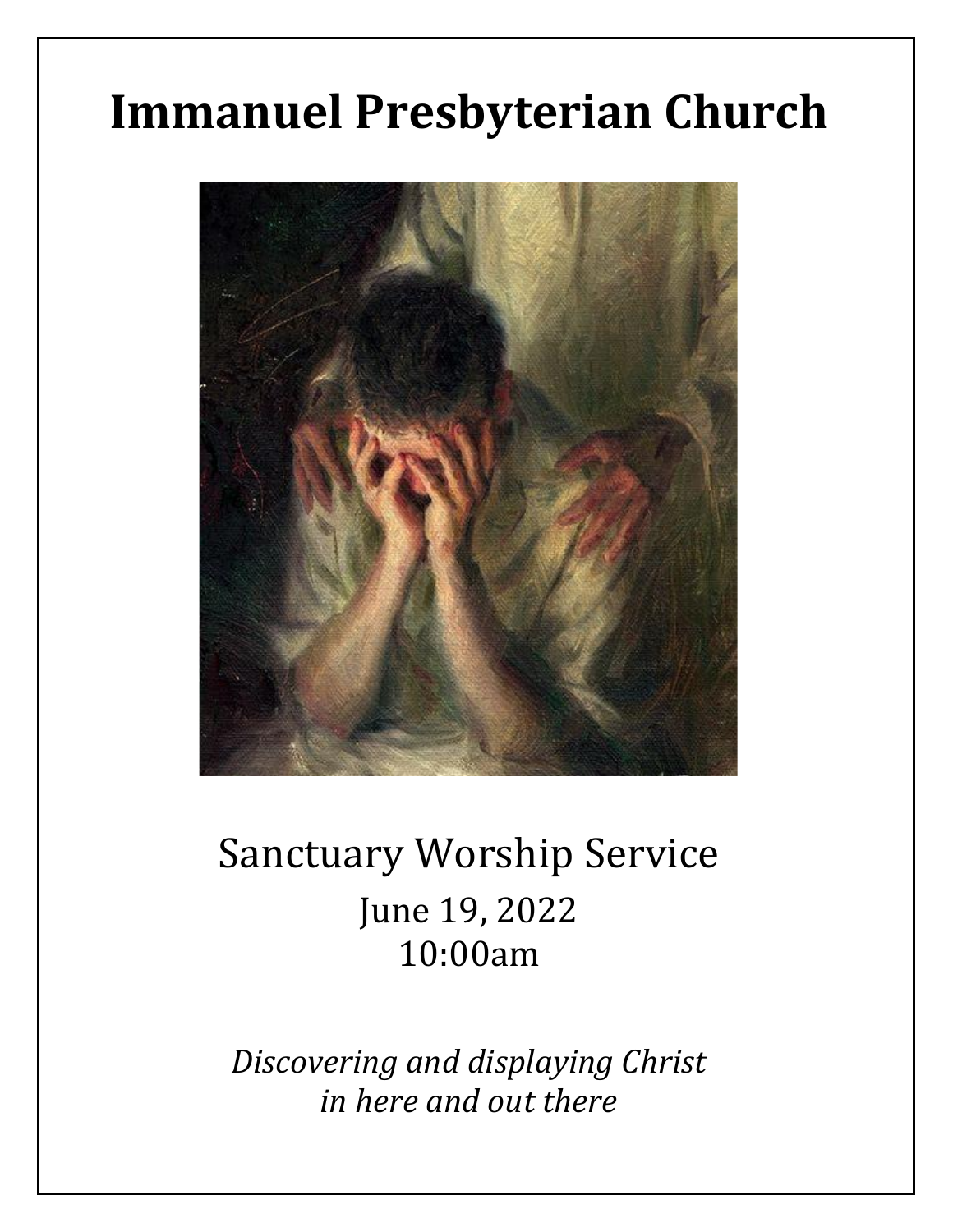# Immanuel Presbyterian Church

Sanctuary Worship Service

June 19, 2022

10:00am

*Discovering and displaying Christ*
*in here and out there*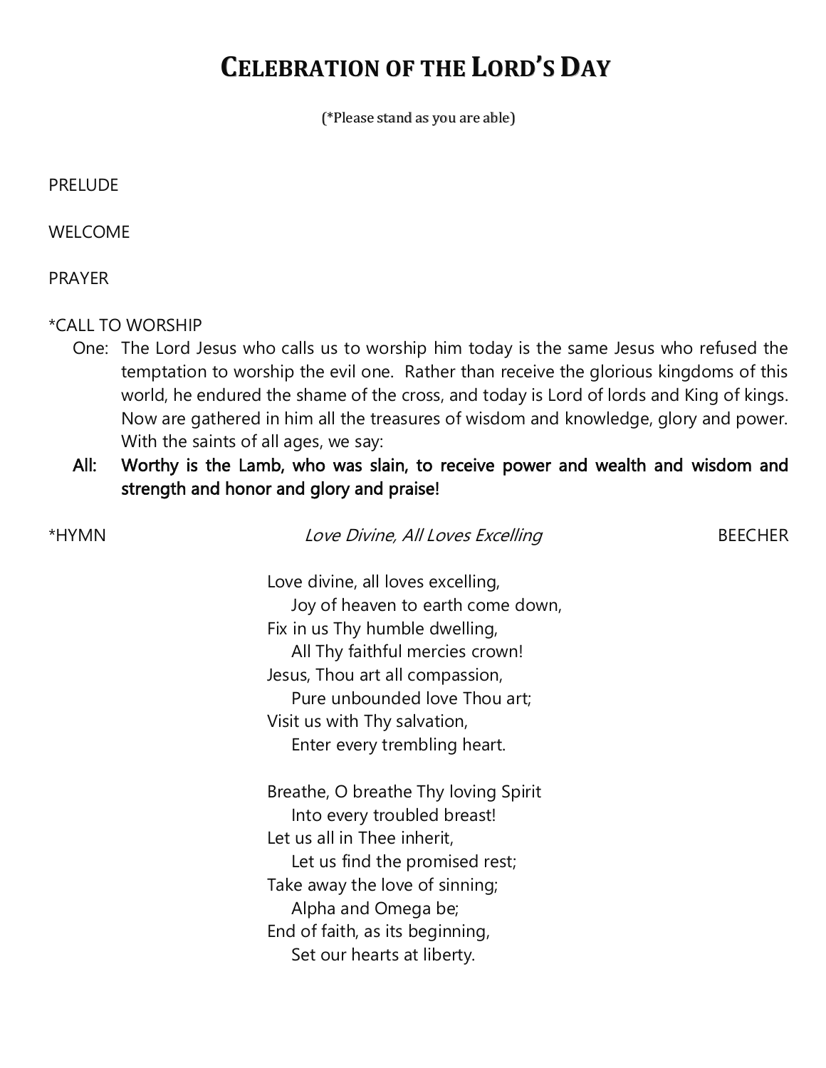# CELEBRATION OF THE LORD'S DAY

(*Please stand as you are able)

PRELUDE

WELCOME

PRAYER

*CALL TO WORSHIP

One: The Lord Jesus who calls us to worship him today is the same Jesus who refused the temptation to worship the evil one. Rather than receive the glorious kingdoms of this world, he endured the shame of the cross, and today is Lord of lords and King of kings. Now are gathered in him all the treasures of wisdom and knowledge, glory and power. With the saints of all ages, we say:

**All: Worthy is the Lamb, who was slain, to receive power and wealth and wisdom and strength and honor and glory and praise!**

*HYMN *Love Divine, All Loves Excelling* BEECHER

Love divine, all loves excelling,
Joy of heaven to earth come down,
Fix in us Thy humble dwelling,
All Thy faithful mercies crown!
Jesus, Thou art all compassion,
Pure unbounded love Thou art;
Visit us with Thy salvation,
Enter every trembling heart.

Breathe, O breathe Thy loving Spirit
Into every troubled breast!
Let us all in Thee inherit,
Let us find the promised rest;
Take away the love of sinning;
Alpha and Omega be;
End of faith, as its beginning,
Set our hearts at liberty.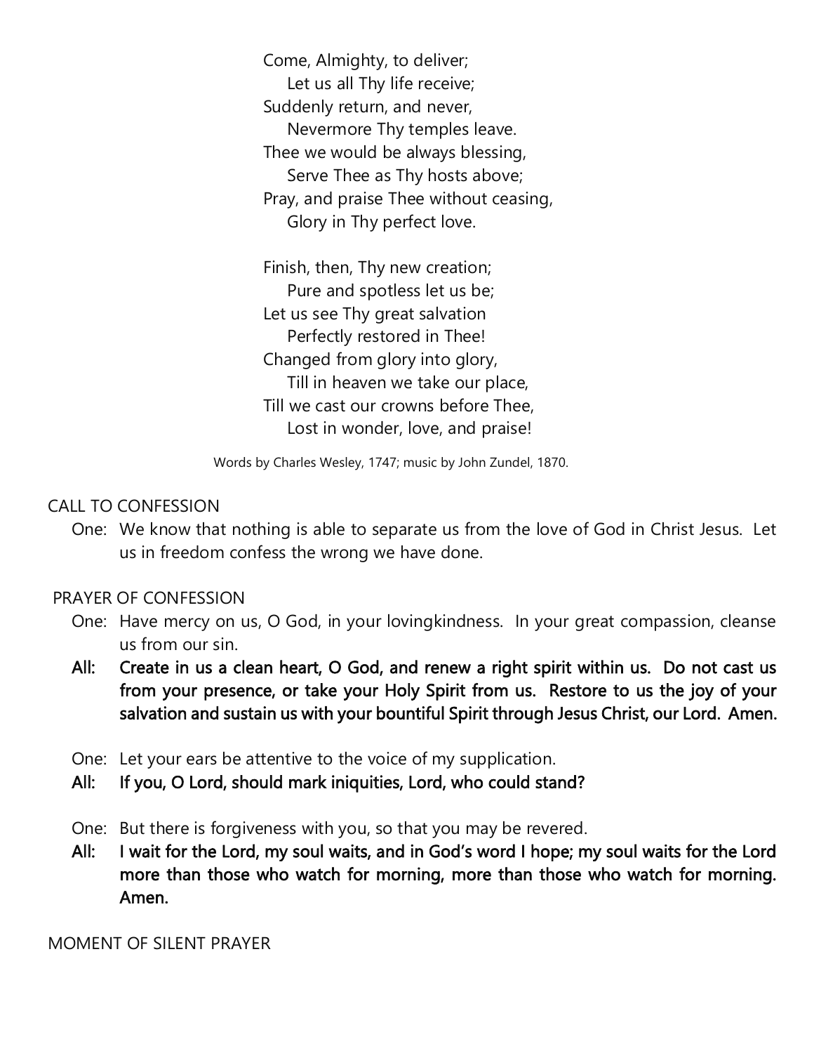Come, Almighty, to deliver;
&nbsp;&nbsp;&nbsp;&nbsp;Let us all Thy life receive;
Suddenly return, and never,
&nbsp;&nbsp;&nbsp;&nbsp;Nevermore Thy temples leave.
Thee we would be always blessing,
&nbsp;&nbsp;&nbsp;&nbsp;Serve Thee as Thy hosts above;
Pray, and praise Thee without ceasing,
&nbsp;&nbsp;&nbsp;&nbsp;Glory in Thy perfect love.

Finish, then, Thy new creation;
&nbsp;&nbsp;&nbsp;&nbsp;Pure and spotless let us be;
Let us see Thy great salvation
&nbsp;&nbsp;&nbsp;&nbsp;Perfectly restored in Thee!
Changed from glory into glory,
&nbsp;&nbsp;&nbsp;&nbsp;Till in heaven we take our place,
Till we cast our crowns before Thee,
&nbsp;&nbsp;&nbsp;&nbsp;Lost in wonder, love, and praise!

Words by Charles Wesley, 1747; music by John Zundel, 1870.

CALL TO CONFESSION

One: We know that nothing is able to separate us from the love of God in Christ Jesus. Let us in freedom confess the wrong we have done.

PRAYER OF CONFESSION

One: Have mercy on us, O God, in your lovingkindness. In your great compassion, cleanse us from our sin.

**All: Create in us a clean heart, O God, and renew a right spirit within us. Do not cast us from your presence, or take your Holy Spirit from us. Restore to us the joy of your salvation and sustain us with your bountiful Spirit through Jesus Christ, our Lord. Amen.**

One: Let your ears be attentive to the voice of my supplication.

**All: If you, O Lord, should mark iniquities, Lord, who could stand?**

One: But there is forgiveness with you, so that you may be revered.

**All: I wait for the Lord, my soul waits, and in God's word I hope; my soul waits for the Lord more than those who watch for morning, more than those who watch for morning. Amen.**

MOMENT OF SILENT PRAYER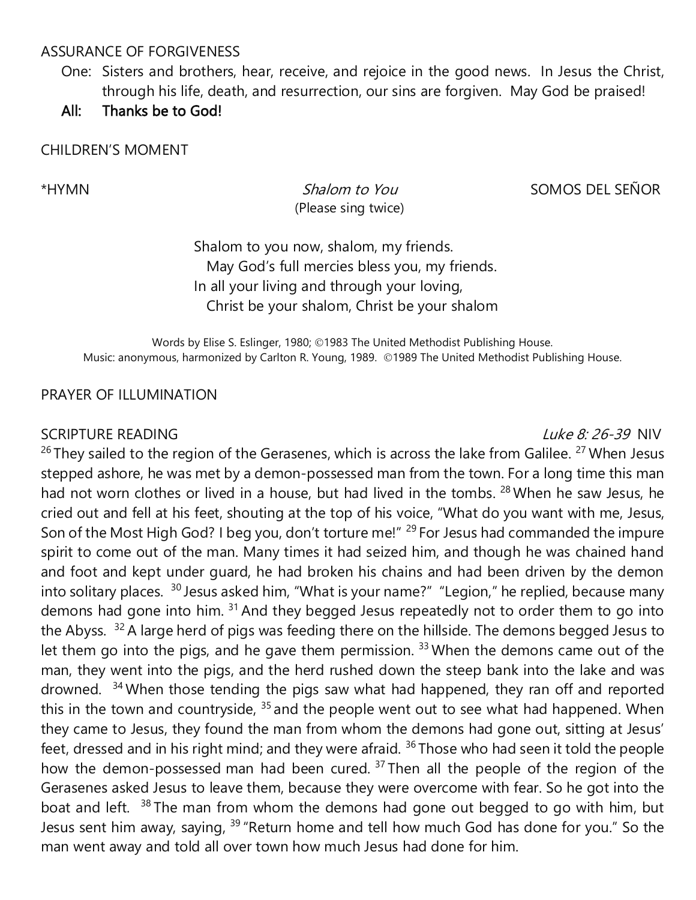ASSURANCE OF FORGIVENESS

One: Sisters and brothers, hear, receive, and rejoice in the good news. In Jesus the Christ, through his life, death, and resurrection, our sins are forgiven. May God be praised!

**All: Thanks be to God!**

CHILDREN'S MOMENT

*HYMN *Shalom to You* SOMOS DEL SEÑOR
(Please sing twice)

Shalom to you now, shalom, my friends.
May God's full mercies bless you, my friends.
In all your living and through your loving,
Christ be your shalom, Christ be your shalom

Words by Elise S. Eslinger, 1980; ©1983 The United Methodist Publishing House.
Music: anonymous, harmonized by Carlton R. Young, 1989. ©1989 The United Methodist Publishing House.

PRAYER OF ILLUMINATION

SCRIPTURE READING *Luke 8: 26-39* NIV

[26] They sailed to the region of the Gerasenes, which is across the lake from Galilee. [27] When Jesus stepped ashore, he was met by a demon-possessed man from the town. For a long time this man had not worn clothes or lived in a house, but had lived in the tombs. [28] When he saw Jesus, he cried out and fell at his feet, shouting at the top of his voice, "What do you want with me, Jesus, Son of the Most High God? I beg you, don't torture me!" [29] For Jesus had commanded the impure spirit to come out of the man. Many times it had seized him, and though he was chained hand and foot and kept under guard, he had broken his chains and had been driven by the demon into solitary places. [30] Jesus asked him, "What is your name?" "Legion," he replied, because many demons had gone into him. [31] And they begged Jesus repeatedly not to order them to go into the Abyss. [32] A large herd of pigs was feeding there on the hillside. The demons begged Jesus to let them go into the pigs, and he gave them permission. [33] When the demons came out of the man, they went into the pigs, and the herd rushed down the steep bank into the lake and was drowned. [34] When those tending the pigs saw what had happened, they ran off and reported this in the town and countryside, [35] and the people went out to see what had happened. When they came to Jesus, they found the man from whom the demons had gone out, sitting at Jesus' feet, dressed and in his right mind; and they were afraid. [36] Those who had seen it told the people how the demon-possessed man had been cured. [37] Then all the people of the region of the Gerasenes asked Jesus to leave them, because they were overcome with fear. So he got into the boat and left. [38] The man from whom the demons had gone out begged to go with him, but Jesus sent him away, saying, [39] "Return home and tell how much God has done for you." So the man went away and told all over town how much Jesus had done for him.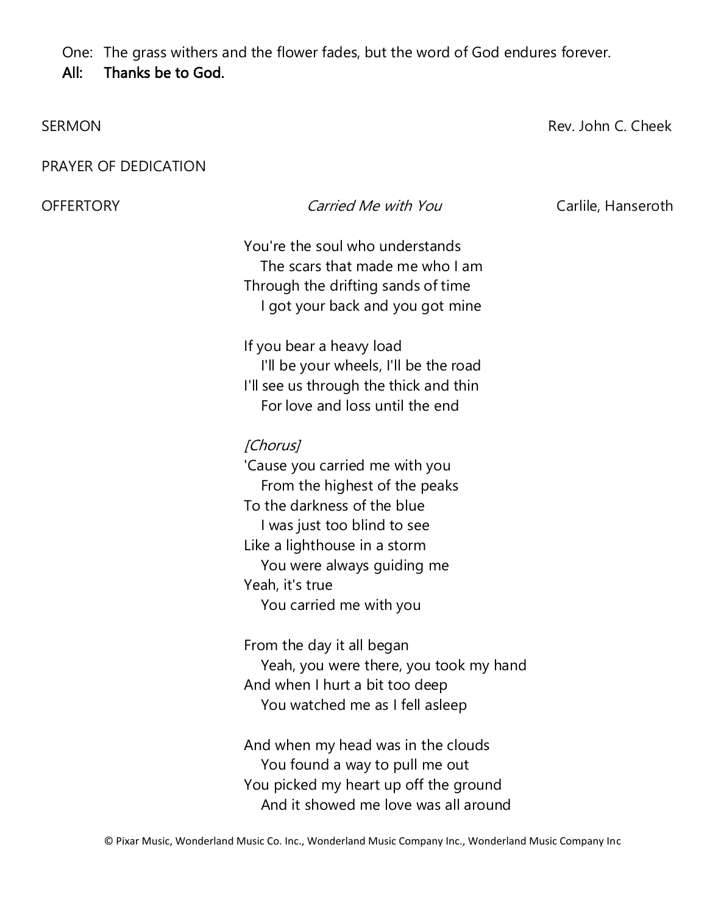One: The grass withers and the flower fades, but the word of God endures forever.
**All: Thanks be to God.**

SERMON — Rev. John C. Cheek

PRAYER OF DEDICATION

OFFERTORY — *Carried Me with You* — Carlile, Hanseroth

You're the soul who understands
  The scars that made me who I am
Through the drifting sands of time
  I got your back and you got mine

If you bear a heavy load
  I'll be your wheels, I'll be the road
I'll see us through the thick and thin
  For love and loss until the end

*[Chorus]*
'Cause you carried me with you
  From the highest of the peaks
To the darkness of the blue
  I was just too blind to see
Like a lighthouse in a storm
  You were always guiding me
Yeah, it's true
  You carried me with you

From the day it all began
  Yeah, you were there, you took my hand
And when I hurt a bit too deep
  You watched me as I fell asleep

And when my head was in the clouds
  You found a way to pull me out
You picked my heart up off the ground
  And it showed me love was all around

© Pixar Music, Wonderland Music Co. Inc., Wonderland Music Company Inc., Wonderland Music Company Inc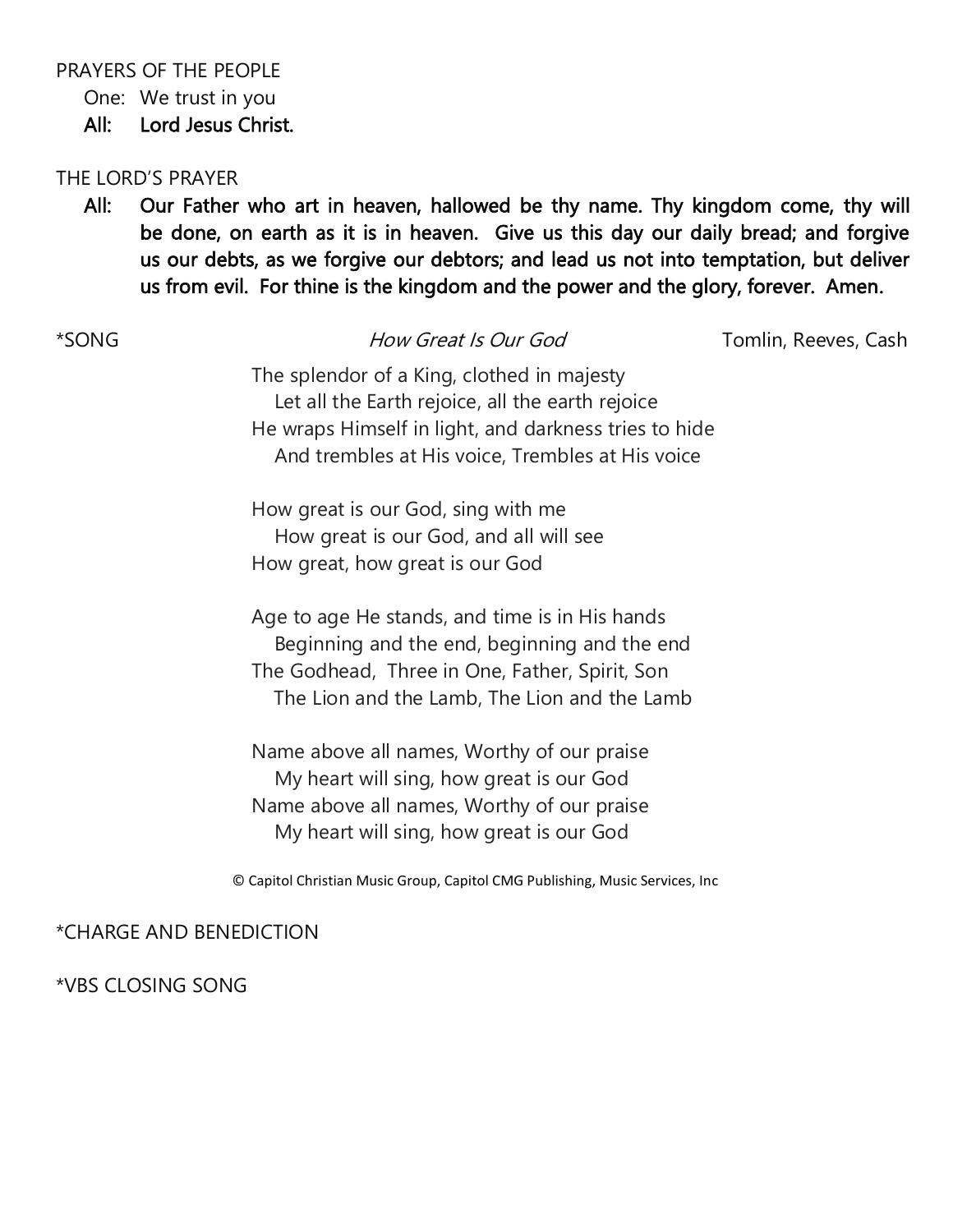PRAYERS OF THE PEOPLE

One: We trust in you

**All: Lord Jesus Christ.**

THE LORD'S PRAYER

**All: Our Father who art in heaven, hallowed be thy name. Thy kingdom come, thy will be done, on earth as it is in heaven. Give us this day our daily bread; and forgive us our debts, as we forgive our debtors; and lead us not into temptation, but deliver us from evil. For thine is the kingdom and the power and the glory, forever. Amen.**

*SONG *How Great Is Our God* Tomlin, Reeves, Cash

The splendor of a King, clothed in majesty
Let all the Earth rejoice, all the earth rejoice
He wraps Himself in light, and darkness tries to hide
And trembles at His voice, Trembles at His voice

How great is our God, sing with me
How great is our God, and all will see
How great, how great is our God

Age to age He stands, and time is in His hands
Beginning and the end, beginning and the end
The Godhead, Three in One, Father, Spirit, Son
The Lion and the Lamb, The Lion and the Lamb

Name above all names, Worthy of our praise
My heart will sing, how great is our God
Name above all names, Worthy of our praise
My heart will sing, how great is our God

© Capitol Christian Music Group, Capitol CMG Publishing, Music Services, Inc

*CHARGE AND BENEDICTION

*VBS CLOSING SONG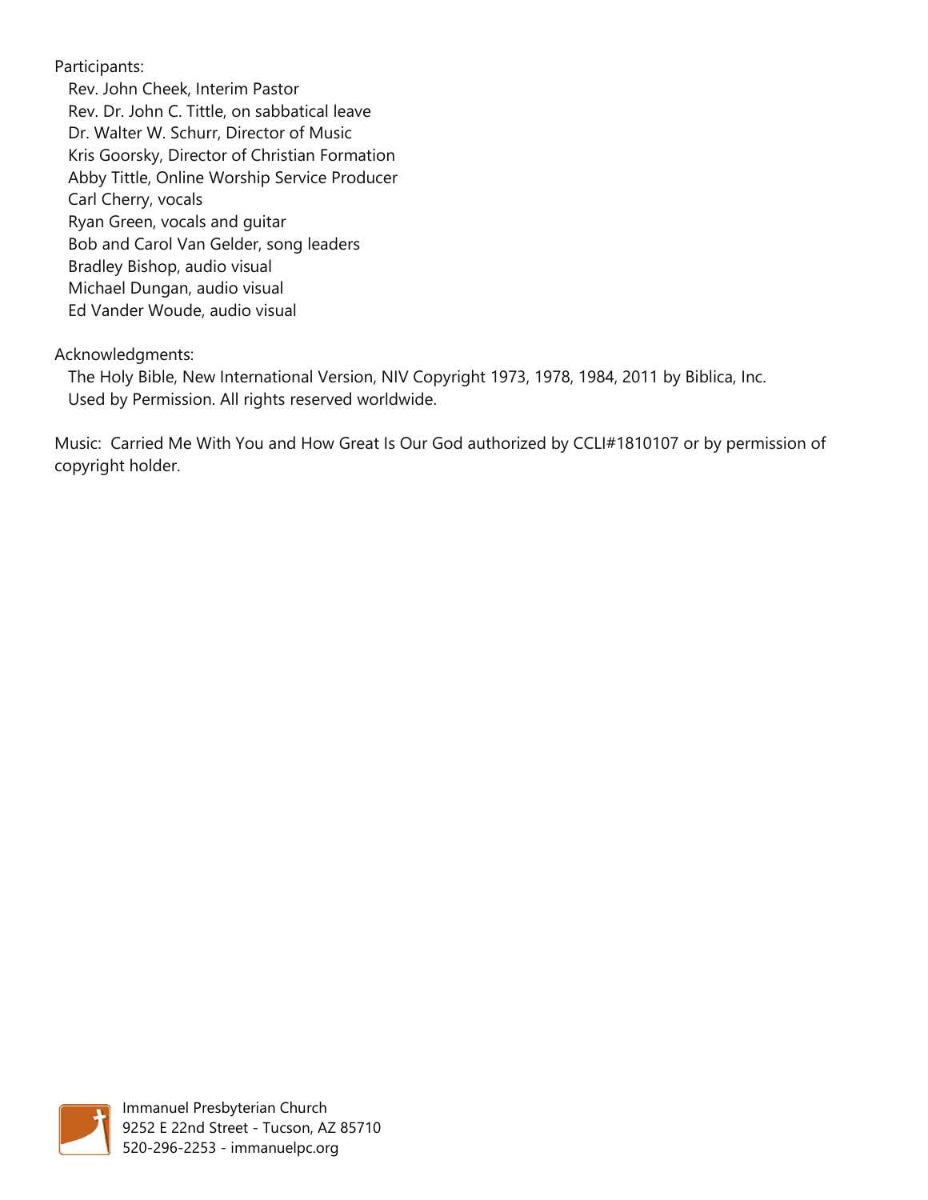Participants:

Rev. John Cheek, Interim Pastor
Rev. Dr. John C. Tittle, on sabbatical leave
Dr. Walter W. Schurr, Director of Music
Kris Goorsky, Director of Christian Formation
Abby Tittle, Online Worship Service Producer
Carl Cherry, vocals
Ryan Green, vocals and guitar
Bob and Carol Van Gelder, song leaders
Bradley Bishop, audio visual
Michael Dungan, audio visual
Ed Vander Woude, audio visual

Acknowledgments:

The Holy Bible, New International Version, NIV Copyright 1973, 1978, 1984, 2011 by Biblica, Inc. Used by Permission. All rights reserved worldwide.

Music: Carried Me With You and How Great Is Our God authorized by CCLI#1810107 or by permission of copyright holder.

Immanuel Presbyterian Church
9252 E 22nd Street - Tucson, AZ 85710
520-296-2253 - immanuelpc.org